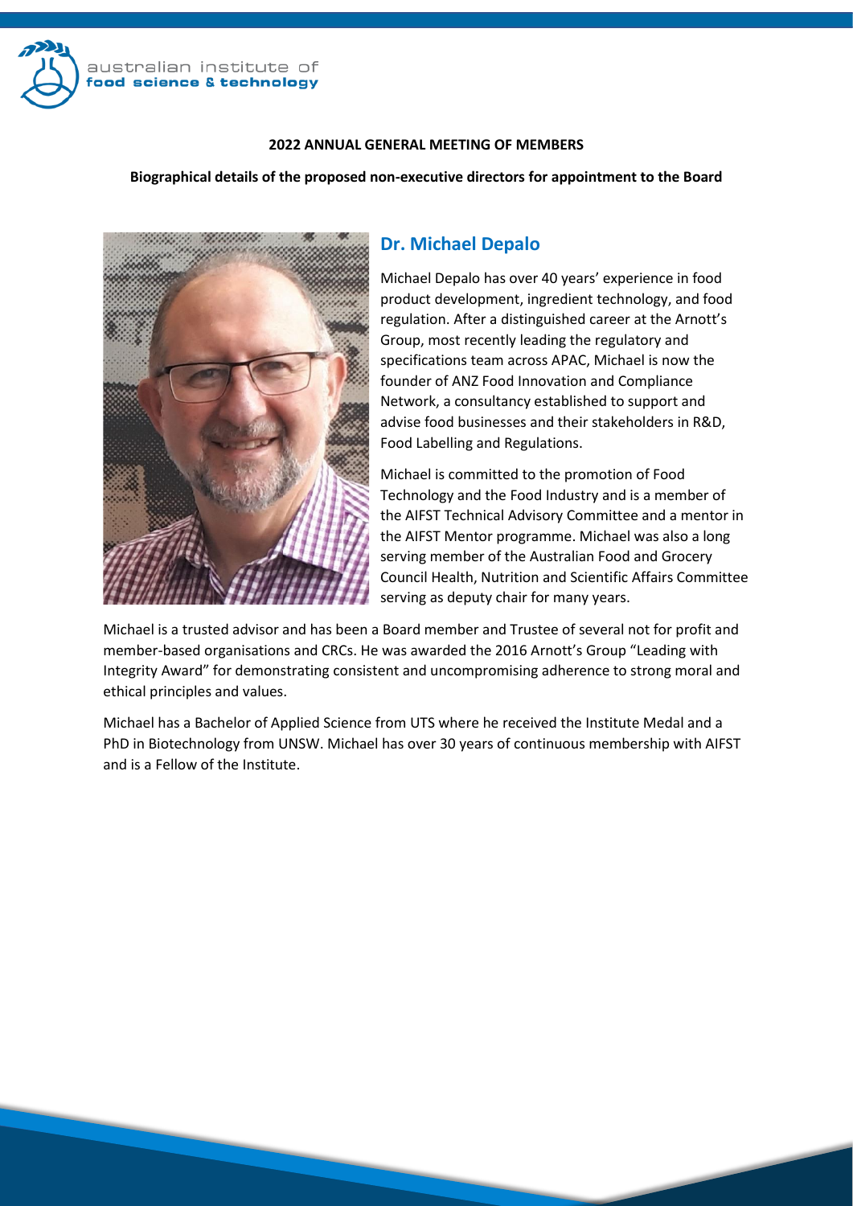australian institute of **food science & technology**

**2022 ANNUAL GENERAL MEETING OF MEMBERS**

**Biographical details of the proposed non-executive directors for appointment to the Board**

## Dr. Michael Depalo

Michael Depalo has over 40 years' experience in food product development, ingredient technology, and food regulation. After a distinguished career at the Arnott's Group, most recently leading the regulatory and specifications team across APAC, Michael is now the founder of ANZ Food Innovation and Compliance Network, a consultancy established to support and advise food businesses and their stakeholders in R&D, Food Labelling and Regulations.

Michael is committed to the promotion of Food Technology and the Food Industry and is a member of the AIFST Technical Advisory Committee and a mentor in the AIFST Mentor programme. Michael was also a long serving member of the Australian Food and Grocery Council Health, Nutrition and Scientific Affairs Committee serving as deputy chair for many years.

Michael is a trusted advisor and has been a Board member and Trustee of several not for profit and member-based organisations and CRCs. He was awarded the 2016 Arnott's Group "Leading with Integrity Award" for demonstrating consistent and uncompromising adherence to strong moral and ethical principles and values.

Michael has a Bachelor of Applied Science from UTS where he received the Institute Medal and a PhD in Biotechnology from UNSW. Michael has over 30 years of continuous membership with AIFST and is a Fellow of the Institute.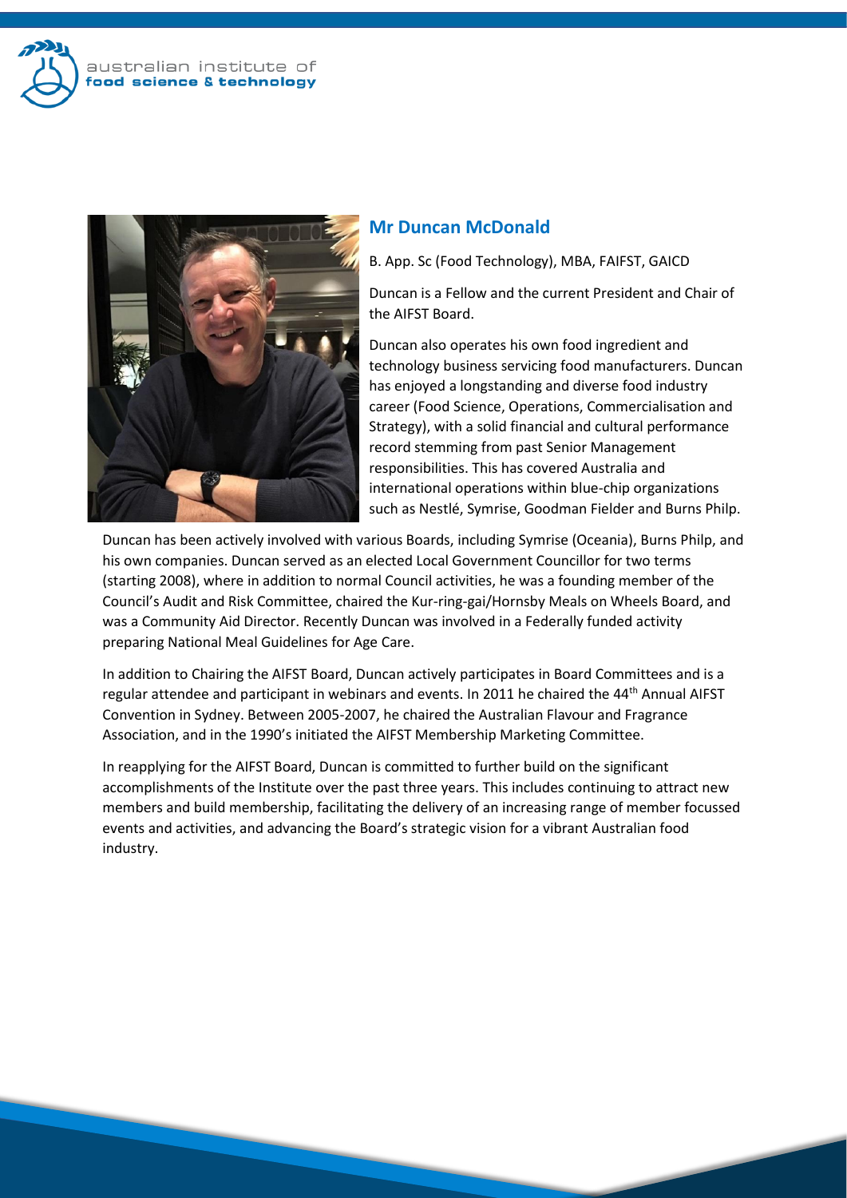## Mr Duncan McDonald

B. App. Sc (Food Technology), MBA, FAIFST, GAICD

Duncan is a Fellow and the current President and Chair of the AIFST Board.

Duncan also operates his own food ingredient and technology business servicing food manufacturers. Duncan has enjoyed a longstanding and diverse food industry career (Food Science, Operations, Commercialisation and Strategy), with a solid financial and cultural performance record stemming from past Senior Management responsibilities. This has covered Australia and international operations within blue-chip organizations such as Nestlé, Symrise, Goodman Fielder and Burns Philp.

Duncan has been actively involved with various Boards, including Symrise (Oceania), Burns Philp, and his own companies. Duncan served as an elected Local Government Councillor for two terms (starting 2008), where in addition to normal Council activities, he was a founding member of the Council's Audit and Risk Committee, chaired the Kur-ring-gai/Hornsby Meals on Wheels Board, and was a Community Aid Director. Recently Duncan was involved in a Federally funded activity preparing National Meal Guidelines for Age Care.

In addition to Chairing the AIFST Board, Duncan actively participates in Board Committees and is a regular attendee and participant in webinars and events. In 2011 he chaired the 44th Annual AIFST Convention in Sydney. Between 2005-2007, he chaired the Australian Flavour and Fragrance Association, and in the 1990's initiated the AIFST Membership Marketing Committee.

In reapplying for the AIFST Board, Duncan is committed to further build on the significant accomplishments of the Institute over the past three years. This includes continuing to attract new members and build membership, facilitating the delivery of an increasing range of member focussed events and activities, and advancing the Board's strategic vision for a vibrant Australian food industry.